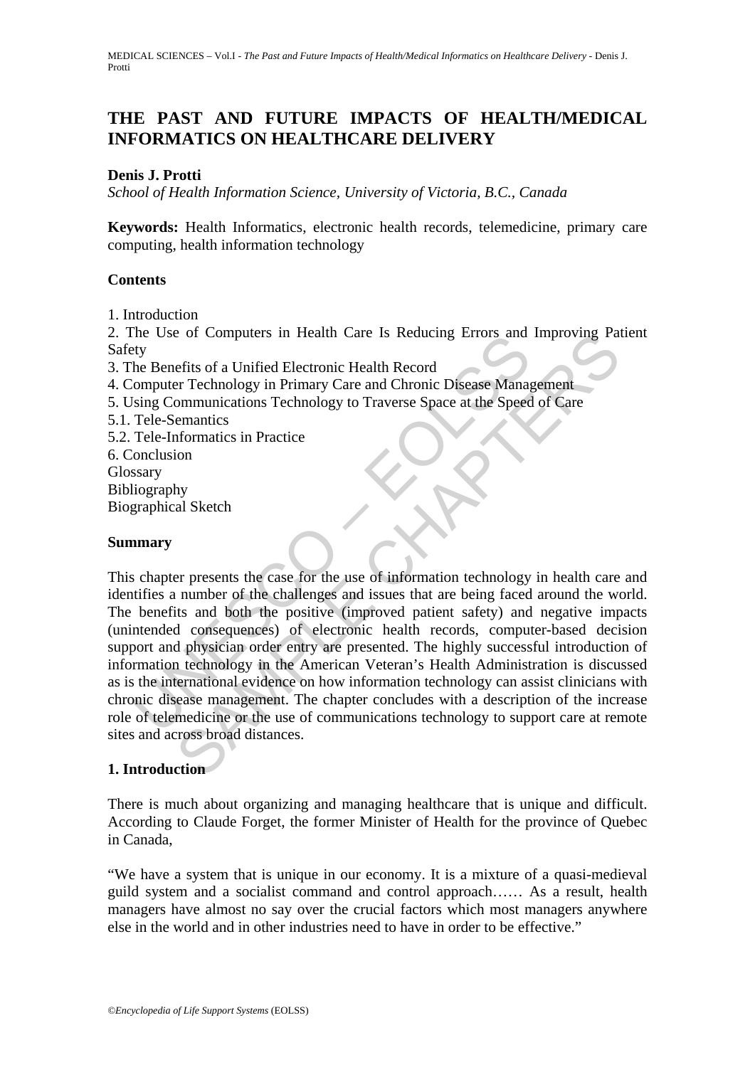# THE PAST AND FUTURE IMPACTS OF HEALTH/MEDICAL INFORMATICS ON HEALTHCARE DELIVERY

**Denis J. Protti**

*School of Health Information Science, University of Victoria, B.C., Canada*

**Keywords:** Health Informatics, electronic health records, telemedicine, primary care computing, health information technology

## Contents

1. Introduction
2. The Use of Computers in Health Care Is Reducing Errors and Improving Patient Safety
3. The Benefits of a Unified Electronic Health Record
4. Computer Technology in Primary Care and Chronic Disease Management
5. Using Communications Technology to Traverse Space at the Speed of Care
5.1. Tele-Semantics
5.2. Tele-Informatics in Practice
6. Conclusion

Glossary
Bibliography
Biographical Sketch

## Summary

This chapter presents the case for the use of information technology in health care and identifies a number of the challenges and issues that are being faced around the world. The benefits and both the positive (improved patient safety) and negative impacts (unintended consequences) of electronic health records, computer-based decision support and physician order entry are presented. The highly successful introduction of information technology in the American Veteran's Health Administration is discussed as is the international evidence on how information technology can assist clinicians with chronic disease management. The chapter concludes with a description of the increase role of telemedicine or the use of communications technology to support care at remote sites and across broad distances.

## 1. Introduction

There is much about organizing and managing healthcare that is unique and difficult. According to Claude Forget, the former Minister of Health for the province of Quebec in Canada,

"We have a system that is unique in our economy. It is a mixture of a quasi-medieval guild system and a socialist command and control approach…… As a result, health managers have almost no say over the crucial factors which most managers anywhere else in the world and in other industries need to have in order to be effective."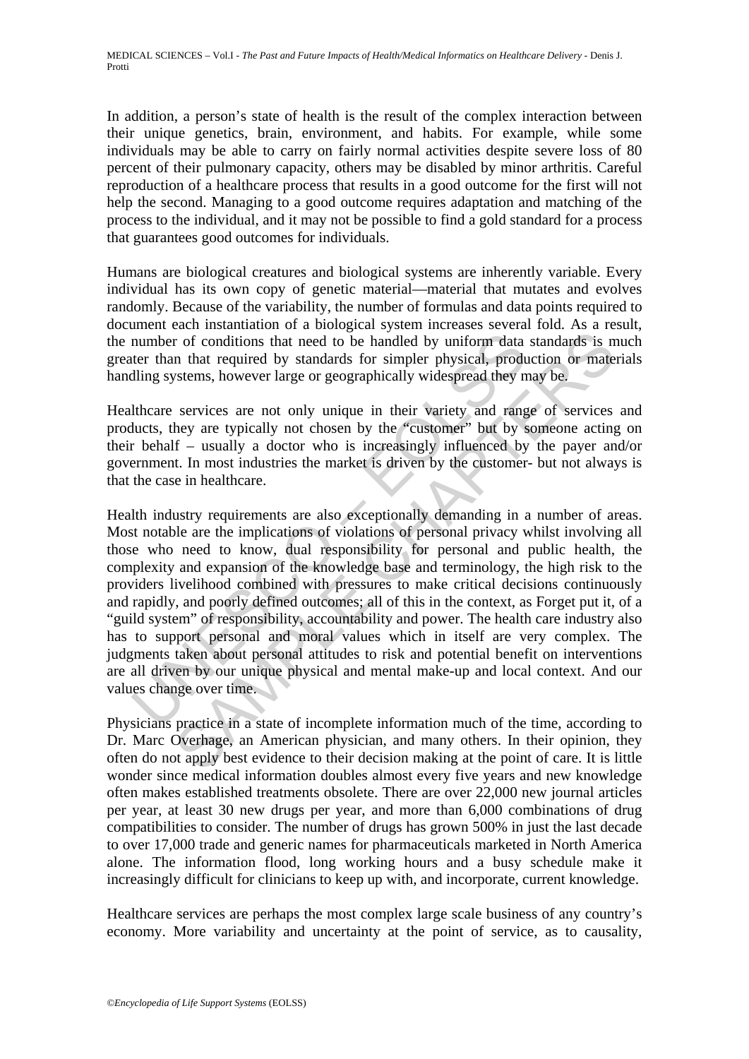In addition, a person's state of health is the result of the complex interaction between their unique genetics, brain, environment, and habits. For example, while some individuals may be able to carry on fairly normal activities despite severe loss of 80 percent of their pulmonary capacity, others may be disabled by minor arthritis. Careful reproduction of a healthcare process that results in a good outcome for the first will not help the second. Managing to a good outcome requires adaptation and matching of the process to the individual, and it may not be possible to find a gold standard for a process that guarantees good outcomes for individuals.

Humans are biological creatures and biological systems are inherently variable. Every individual has its own copy of genetic material—material that mutates and evolves randomly. Because of the variability, the number of formulas and data points required to document each instantiation of a biological system increases several fold. As a result, the number of conditions that need to be handled by uniform data standards is much greater than that required by standards for simpler physical, production or materials handling systems, however large or geographically widespread they may be.

Healthcare services are not only unique in their variety and range of services and products, they are typically not chosen by the "customer" but by someone acting on their behalf – usually a doctor who is increasingly influenced by the payer and/or government. In most industries the market is driven by the customer- but not always is that the case in healthcare.

Health industry requirements are also exceptionally demanding in a number of areas. Most notable are the implications of violations of personal privacy whilst involving all those who need to know, dual responsibility for personal and public health, the complexity and expansion of the knowledge base and terminology, the high risk to the providers livelihood combined with pressures to make critical decisions continuously and rapidly, and poorly defined outcomes; all of this in the context, as Forget put it, of a "guild system" of responsibility, accountability and power. The health care industry also has to support personal and moral values which in itself are very complex. The judgments taken about personal attitudes to risk and potential benefit on interventions are all driven by our unique physical and mental make-up and local context. And our values change over time.

Physicians practice in a state of incomplete information much of the time, according to Dr. Marc Overhage, an American physician, and many others. In their opinion, they often do not apply best evidence to their decision making at the point of care. It is little wonder since medical information doubles almost every five years and new knowledge often makes established treatments obsolete. There are over 22,000 new journal articles per year, at least 30 new drugs per year, and more than 6,000 combinations of drug compatibilities to consider. The number of drugs has grown 500% in just the last decade to over 17,000 trade and generic names for pharmaceuticals marketed in North America alone. The information flood, long working hours and a busy schedule make it increasingly difficult for clinicians to keep up with, and incorporate, current knowledge.

Healthcare services are perhaps the most complex large scale business of any country's economy. More variability and uncertainty at the point of service, as to causality,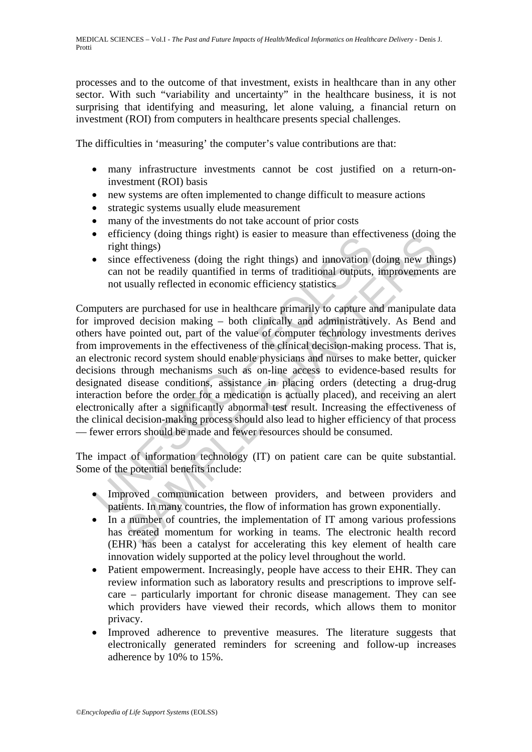processes and to the outcome of that investment, exists in healthcare than in any other sector. With such "variability and uncertainty" in the healthcare business, it is not surprising that identifying and measuring, let alone valuing, a financial return on investment (ROI) from computers in healthcare presents special challenges.

The difficulties in 'measuring' the computer's value contributions are that:

- many infrastructure investments cannot be cost justified on a return-on-investment (ROI) basis
- new systems are often implemented to change difficult to measure actions
- strategic systems usually elude measurement
- many of the investments do not take account of prior costs
- efficiency (doing things right) is easier to measure than effectiveness (doing the right things)
- since effectiveness (doing the right things) and innovation (doing new things) can not be readily quantified in terms of traditional outputs, improvements are not usually reflected in economic efficiency statistics

Computers are purchased for use in healthcare primarily to capture and manipulate data for improved decision making – both clinically and administratively. As Bend and others have pointed out, part of the value of computer technology investments derives from improvements in the effectiveness of the clinical decision-making process. That is, an electronic record system should enable physicians and nurses to make better, quicker decisions through mechanisms such as on-line access to evidence-based results for designated disease conditions, assistance in placing orders (detecting a drug-drug interaction before the order for a medication is actually placed), and receiving an alert electronically after a significantly abnormal test result. Increasing the effectiveness of the clinical decision-making process should also lead to higher efficiency of that process — fewer errors should be made and fewer resources should be consumed.

The impact of information technology (IT) on patient care can be quite substantial. Some of the potential benefits include:

- Improved communication between providers, and between providers and patients. In many countries, the flow of information has grown exponentially.
- In a number of countries, the implementation of IT among various professions has created momentum for working in teams. The electronic health record (EHR) has been a catalyst for accelerating this key element of health care innovation widely supported at the policy level throughout the world.
- Patient empowerment. Increasingly, people have access to their EHR. They can review information such as laboratory results and prescriptions to improve self-care – particularly important for chronic disease management. They can see which providers have viewed their records, which allows them to monitor privacy.
- Improved adherence to preventive measures. The literature suggests that electronically generated reminders for screening and follow-up increases adherence by 10% to 15%.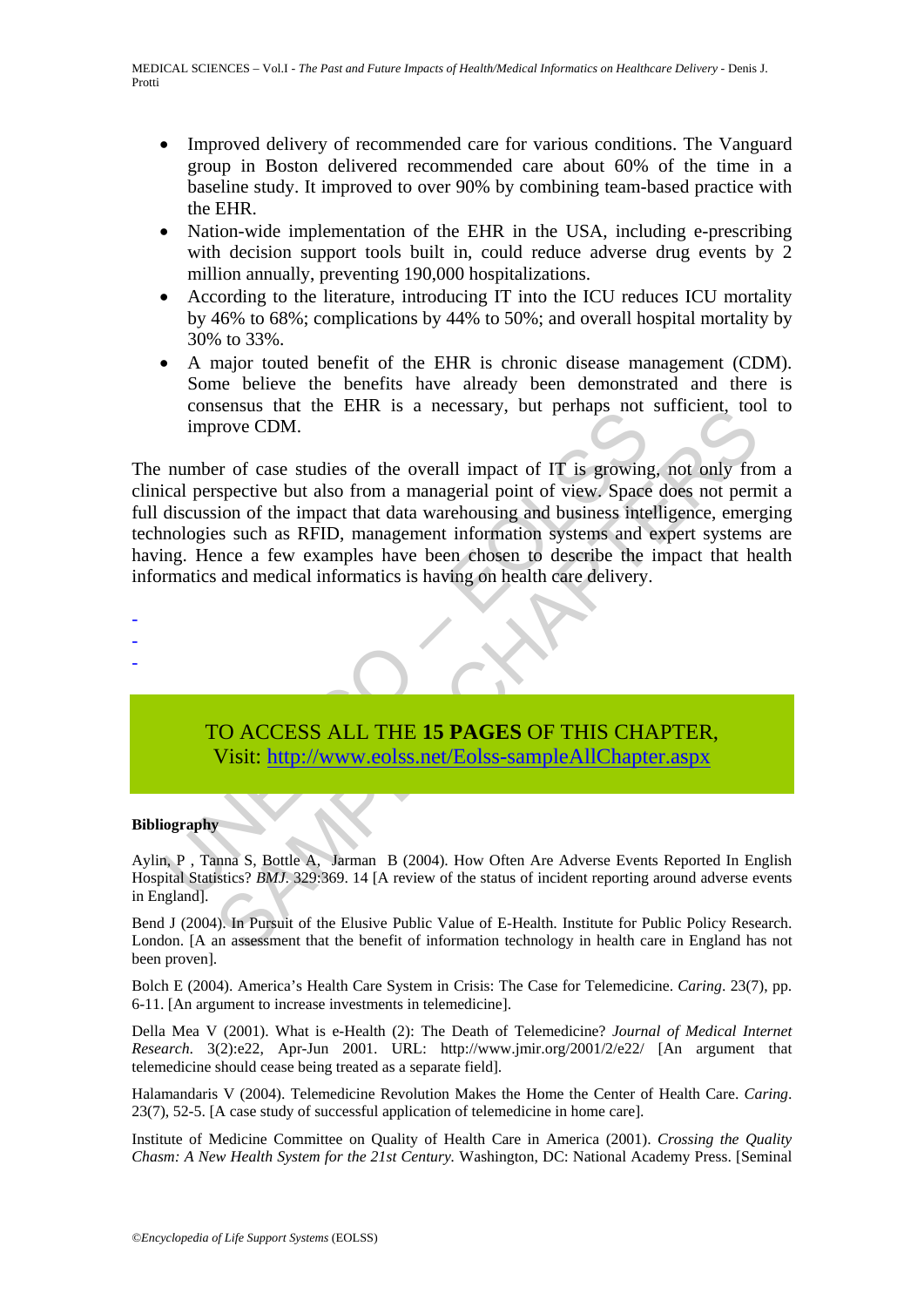- Improved delivery of recommended care for various conditions. The Vanguard group in Boston delivered recommended care about 60% of the time in a baseline study. It improved to over 90% by combining team-based practice with the EHR.
- Nation-wide implementation of the EHR in the USA, including e-prescribing with decision support tools built in, could reduce adverse drug events by 2 million annually, preventing 190,000 hospitalizations.
- According to the literature, introducing IT into the ICU reduces ICU mortality by 46% to 68%; complications by 44% to 50%; and overall hospital mortality by 30% to 33%.
- A major touted benefit of the EHR is chronic disease management (CDM). Some believe the benefits have already been demonstrated and there is consensus that the EHR is a necessary, but perhaps not sufficient, tool to improve CDM.

The number of case studies of the overall impact of IT is growing, not only from a clinical perspective but also from a managerial point of view. Space does not permit a full discussion of the impact that data warehousing and business intelligence, emerging technologies such as RFID, management information systems and expert systems are having. Hence a few examples have been chosen to describe the impact that health informatics and medical informatics is having on health care delivery.

-
-
-

TO ACCESS ALL THE **15 PAGES** OF THIS CHAPTER,
Visit: http://www.eolss.net/Eolss-sampleAllChapter.aspx

**Bibliography**

Aylin, P , Tanna S, Bottle A, Jarman B (2004). How Often Are Adverse Events Reported In English Hospital Statistics? *BMJ*. 329:369. 14 [A review of the status of incident reporting around adverse events in England].

Bend J (2004). In Pursuit of the Elusive Public Value of E-Health. Institute for Public Policy Research. London. [A an assessment that the benefit of information technology in health care in England has not been proven].

Bolch E (2004). America's Health Care System in Crisis: The Case for Telemedicine. *Caring*. 23(7), pp. 6-11. [An argument to increase investments in telemedicine].

Della Mea V (2001). What is e-Health (2): The Death of Telemedicine? *Journal of Medical Internet Research*. 3(2):e22, Apr-Jun 2001. URL: http://www.jmir.org/2001/2/e22/ [An argument that telemedicine should cease being treated as a separate field].

Halamandaris V (2004). Telemedicine Revolution Makes the Home the Center of Health Care. *Caring*. 23(7), 52-5. [A case study of successful application of telemedicine in home care].

Institute of Medicine Committee on Quality of Health Care in America (2001). *Crossing the Quality Chasm: A New Health System for the 21st Century.* Washington, DC: National Academy Press. [Seminal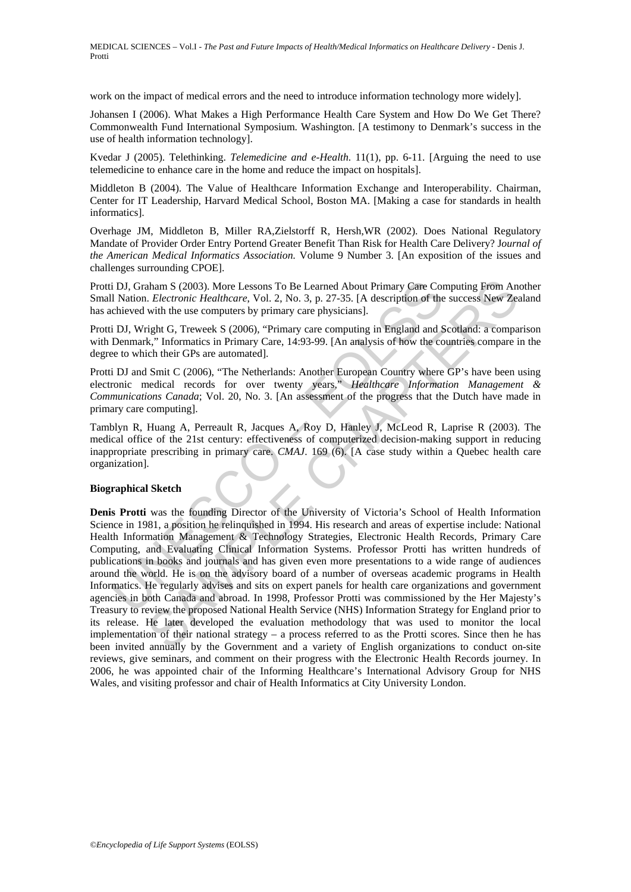work on the impact of medical errors and the need to introduce information technology more widely].

Johansen I (2006). What Makes a High Performance Health Care System and How Do We Get There? Commonwealth Fund International Symposium. Washington. [A testimony to Denmark's success in the use of health information technology].

Kvedar J (2005). Telethinking. *Telemedicine and e-Health*. 11(1), pp. 6-11. [Arguing the need to use telemedicine to enhance care in the home and reduce the impact on hospitals].

Middleton B (2004). The Value of Healthcare Information Exchange and Interoperability. Chairman, Center for IT Leadership, Harvard Medical School, Boston MA. [Making a case for standards in health informatics].

Overhage JM, Middleton B, Miller RA,Zielstorff R, Hersh,WR (2002). Does National Regulatory Mandate of Provider Order Entry Portend Greater Benefit Than Risk for Health Care Delivery? J*ournal of the American Medical Informatics Association.* Volume 9 Number 3. [An exposition of the issues and challenges surrounding CPOE].

Protti DJ, Graham S (2003). More Lessons To Be Learned About Primary Care Computing From Another Small Nation. *Electronic Healthcare*, Vol. 2, No. 3, p. 27-35. [A description of the success New Zealand has achieved with the use computers by primary care physicians].

Protti DJ, Wright G, Treweek S (2006), "Primary care computing in England and Scotland: a comparison with Denmark," Informatics in Primary Care, 14:93-99. [An analysis of how the countries compare in the degree to which their GPs are automated].

Protti DJ and Smit C (2006), "The Netherlands: Another European Country where GP's have been using electronic medical records for over twenty years," *Healthcare Information Management & Communications Canada*; Vol. 20, No. 3. [An assessment of the progress that the Dutch have made in primary care computing].

Tamblyn R, Huang A, Perreault R, Jacques A, Roy D, Hanley J, McLeod R, Laprise R (2003). The medical office of the 21st century: effectiveness of computerized decision-making support in reducing inappropriate prescribing in primary care. *CMAJ*. 169 (6). [A case study within a Quebec health care organization].

**Biographical Sketch**

**Denis Protti** was the founding Director of the University of Victoria's School of Health Information Science in 1981, a position he relinquished in 1994. His research and areas of expertise include: National Health Information Management & Technology Strategies, Electronic Health Records, Primary Care Computing, and Evaluating Clinical Information Systems. Professor Protti has written hundreds of publications in books and journals and has given even more presentations to a wide range of audiences around the world. He is on the advisory board of a number of overseas academic programs in Health Informatics. He regularly advises and sits on expert panels for health care organizations and government agencies in both Canada and abroad. In 1998, Professor Protti was commissioned by the Her Majesty's Treasury to review the proposed National Health Service (NHS) Information Strategy for England prior to its release. He later developed the evaluation methodology that was used to monitor the local implementation of their national strategy – a process referred to as the Protti scores. Since then he has been invited annually by the Government and a variety of English organizations to conduct on-site reviews, give seminars, and comment on their progress with the Electronic Health Records journey. In 2006, he was appointed chair of the Informing Healthcare's International Advisory Group for NHS Wales, and visiting professor and chair of Health Informatics at City University London.